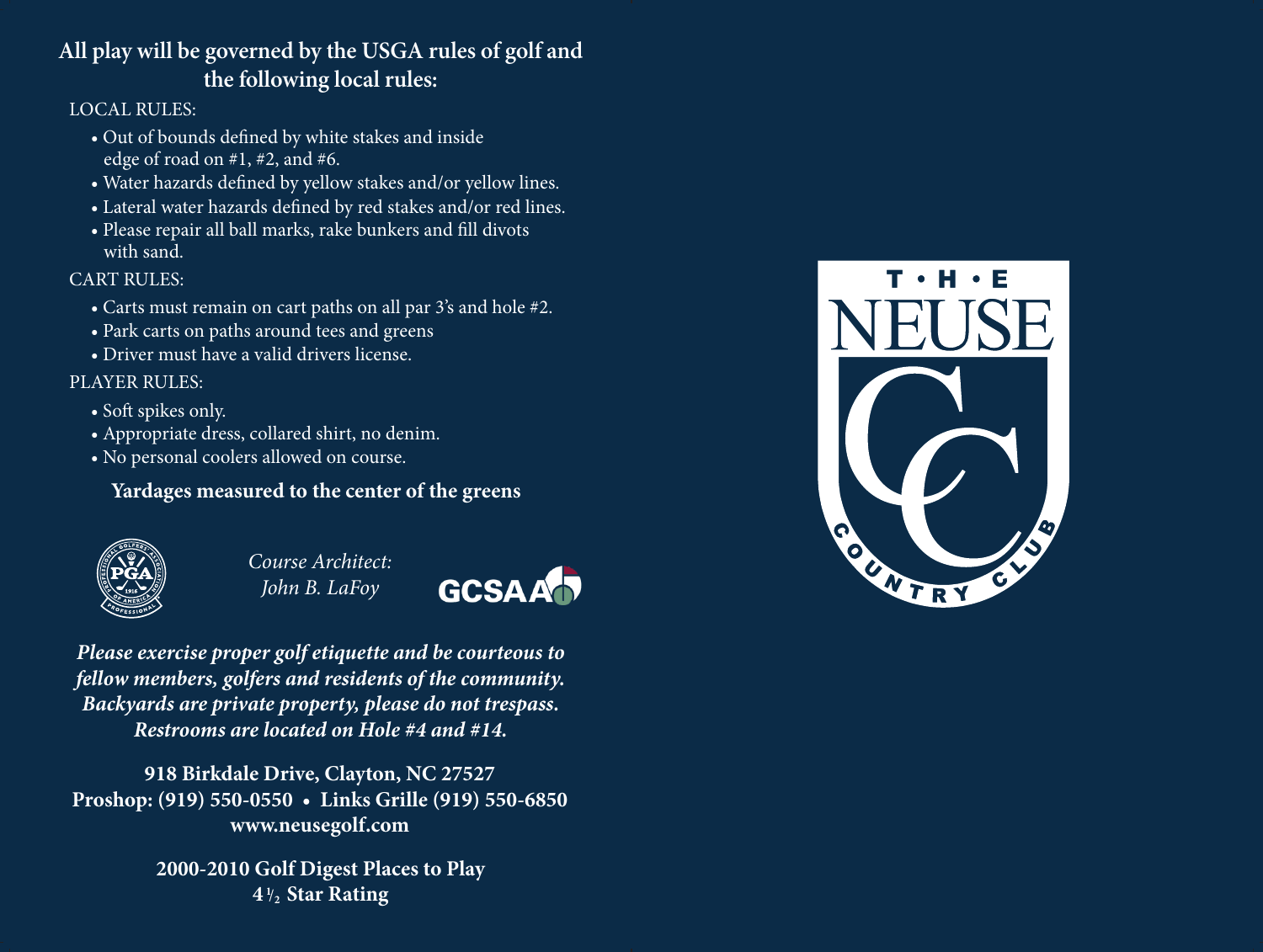**All play will be governed by the USGA rules of golf and the following local rules:**

LOCAL RULES:

- Out of bounds defined by white stakes and inside edge of road on #1, #2, and #6.
- Water hazards defined by yellow stakes and/or yellow lines.
- Lateral water hazards defined by red stakes and/or red lines.
- Please repair all ball marks, rake bunkers and fill divots with sand.

CART RULES:

- Carts must remain on cart paths on all par 3's and hole #2.
- Park carts on paths around tees and greens
- Driver must have a valid drivers license.

PLAYER RULES:

- Soft spikes only.
- Appropriate dress, collared shirt, no denim.
- No personal coolers allowed on course.

**Yardages measured to the center of the greens**

PGA

*Course Architect:*
*John B. LaFoy*

GCSAA

***Please exercise proper golf etiquette and be courteous to fellow members, golfers and residents of the community. Backyards are private property, please do not trespass. Restrooms are located on Hole #4 and #14.***

**918 Birkdale Drive, Clayton, NC 27527**
**Proshop: (919) 550-0550 • Links Grille (919) 550-6850**
**www.neusegolf.com**

**2000-2010 Golf Digest Places to Play**
**4 1/2 Star Rating**

T • H • E
NEUSE
CC
COUNTRY CLUB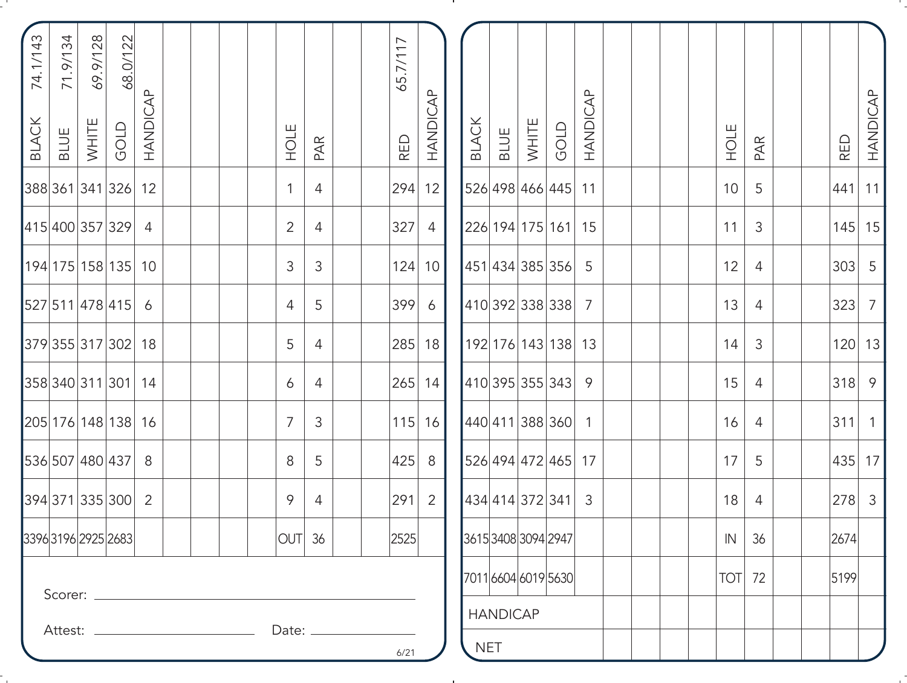| BLACK 74.1/143 | BLUE 71.9/134 | WHITE 69.9/128 | GOLD 68.0/122 | HANDICAP | | | | | HOLE | PAR | | | RED 65.7/117 | HANDICAP |
|---|---|---|---|---|---|---|---|---|---|---|---|---|---|---|
| 388 | 361 | 341 | 326 | 12 | | | | | 1 | 4 | | | 294 | 12 |
| 415 | 400 | 357 | 329 | 4 | | | | | 2 | 4 | | | 327 | 4 |
| 194 | 175 | 158 | 135 | 10 | | | | | 3 | 3 | | | 124 | 10 |
| 527 | 511 | 478 | 415 | 6 | | | | | 4 | 5 | | | 399 | 6 |
| 379 | 355 | 317 | 302 | 18 | | | | | 5 | 4 | | | 285 | 18 |
| 358 | 340 | 311 | 301 | 14 | | | | | 6 | 4 | | | 265 | 14 |
| 205 | 176 | 148 | 138 | 16 | | | | | 7 | 3 | | | 115 | 16 |
| 536 | 507 | 480 | 437 | 8 | | | | | 8 | 5 | | | 425 | 8 |
| 394 | 371 | 335 | 300 | 2 | | | | | 9 | 4 | | | 291 | 2 |
| 3396 | 3196 | 2925 | 2683 | | | | | | OUT | 36 | | | 2525 | |

Scorer: ______________________________

Attest: ____________________ Date: ______________

| BLACK | BLUE | WHITE | GOLD | HANDICAP | | | | | HOLE | PAR | | | RED | HANDICAP |
|---|---|---|---|---|---|---|---|---|---|---|---|---|---|---|
| 526 | 498 | 466 | 445 | 11 | | | | | 10 | 5 | | | 441 | 11 |
| 226 | 194 | 175 | 161 | 15 | | | | | 11 | 3 | | | 145 | 15 |
| 451 | 434 | 385 | 356 | 5 | | | | | 12 | 4 | | | 303 | 5 |
| 410 | 392 | 338 | 338 | 7 | | | | | 13 | 4 | | | 323 | 7 |
| 192 | 176 | 143 | 138 | 13 | | | | | 14 | 3 | | | 120 | 13 |
| 410 | 395 | 355 | 343 | 9 | | | | | 15 | 4 | | | 318 | 9 |
| 440 | 411 | 388 | 360 | 1 | | | | | 16 | 4 | | | 311 | 1 |
| 526 | 494 | 472 | 465 | 17 | | | | | 17 | 5 | | | 435 | 17 |
| 434 | 414 | 372 | 341 | 3 | | | | | 18 | 4 | | | 278 | 3 |
| 3615 | 3408 | 3094 | 2947 | | | | | | IN | 36 | | | 2674 | |
| 7011 | 6604 | 6019 | 5630 | | | | | | TOT | 72 | | | 5199 | |
| HANDICAP | | | | | | | | | | | | | | |
| NET | | | | | | | | | | | | | | |